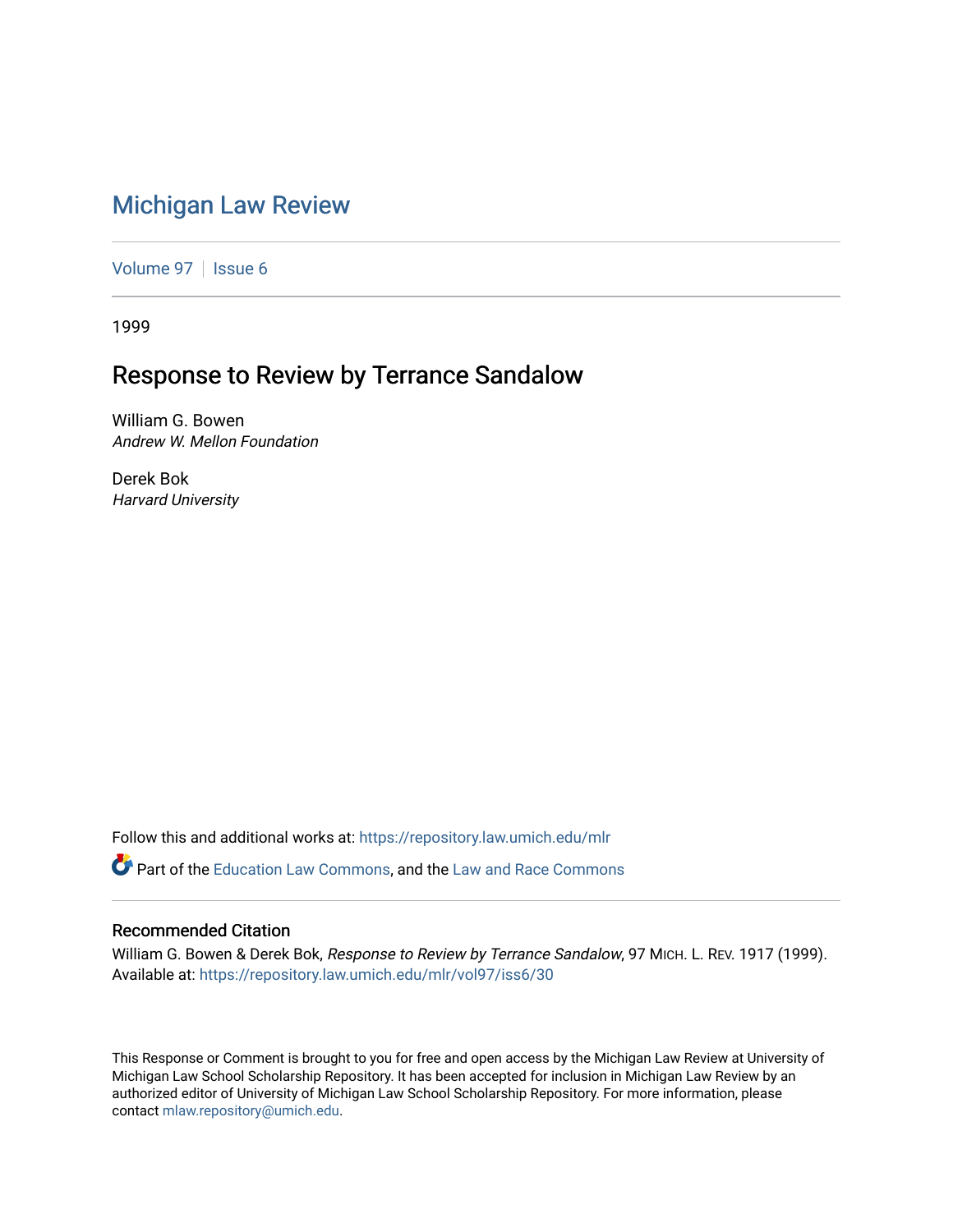# Michigan Law Review

Volume 97 | Issue 6

1999

## Response to Review by Terrance Sandalow

William G. Bowen
*Andrew W. Mellon Foundation*

Derek Bok
*Harvard University*

Follow this and additional works at: https://repository.law.umich.edu/mlr

Part of the Education Law Commons, and the Law and Race Commons

### Recommended Citation

William G. Bowen & Derek Bok, *Response to Review by Terrance Sandalow*, 97 MICH. L. REV. 1917 (1999).
Available at: https://repository.law.umich.edu/mlr/vol97/iss6/30

This Response or Comment is brought to you for free and open access by the Michigan Law Review at University of Michigan Law School Scholarship Repository. It has been accepted for inclusion in Michigan Law Review by an authorized editor of University of Michigan Law School Scholarship Repository. For more information, please contact mlaw.repository@umich.edu.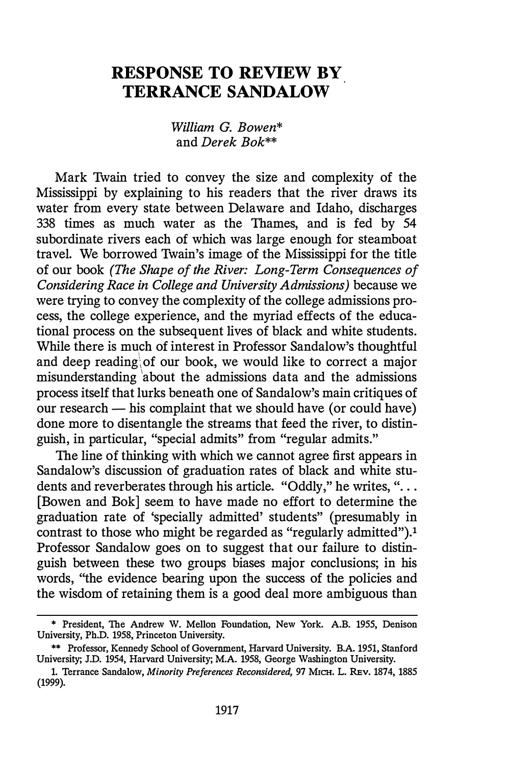# RESPONSE TO REVIEW BY TERRANCE SANDALOW

*William G. Bowen\**
and *Derek Bok\*\**

Mark Twain tried to convey the size and complexity of the Mississippi by explaining to his readers that the river draws its water from every state between Delaware and Idaho, discharges 338 times as much water as the Thames, and is fed by 54 subordinate rivers each of which was large enough for steamboat travel. We borrowed Twain's image of the Mississippi for the title of our book *(The Shape of the River: Long-Term Consequences of Considering Race in College and University Admissions)* because we were trying to convey the complexity of the college admissions process, the college experience, and the myriad effects of the educational process on the subsequent lives of black and white students. While there is much of interest in Professor Sandalow's thoughtful and deep reading of our book, we would like to correct a major misunderstanding about the admissions data and the admissions process itself that lurks beneath one of Sandalow's main critiques of our research — his complaint that we should have (or could have) done more to disentangle the streams that feed the river, to distinguish, in particular, "special admits" from "regular admits."

The line of thinking with which we cannot agree first appears in Sandalow's discussion of graduation rates of black and white students and reverberates through his article. "Oddly," he writes, "... [Bowen and Bok] seem to have made no effort to determine the graduation rate of 'specially admitted' students" (presumably in contrast to those who might be regarded as "regularly admitted").[1] Professor Sandalow goes on to suggest that our failure to distinguish between these two groups biases major conclusions; in his words, "the evidence bearing upon the success of the policies and the wisdom of retaining them is a good deal more ambiguous than

---

\* President, The Andrew W. Mellon Foundation, New York. A.B. 1955, Denison University, Ph.D. 1958, Princeton University.

\*\* Professor, Kennedy School of Government, Harvard University. B.A. 1951, Stanford University; J.D. 1954, Harvard University; M.A. 1958, George Washington University.

1. Terrance Sandalow, *Minority Preferences Reconsidered,* 97 MICH. L. REV. 1874, 1885 (1999).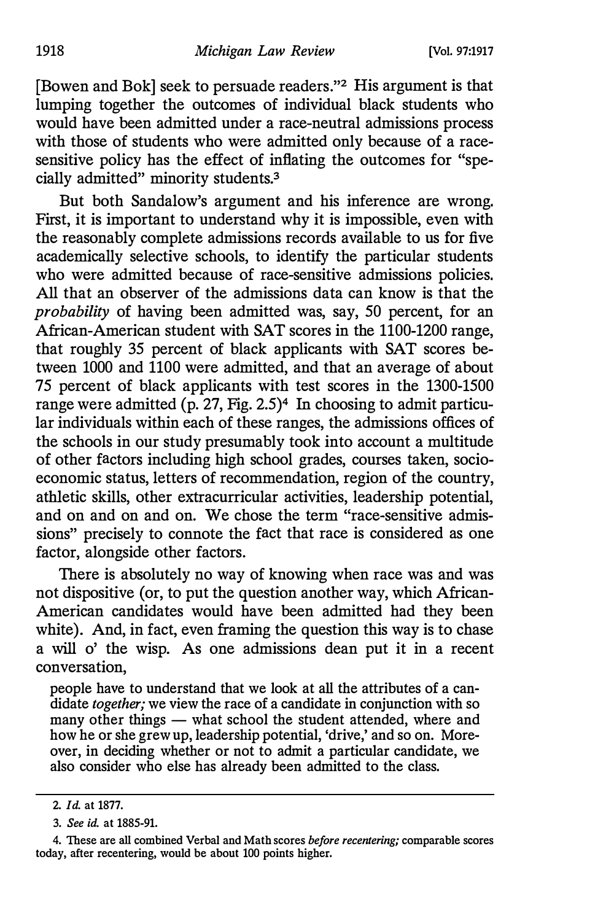[Bowen and Bok] seek to persuade readers."[2] His argument is that lumping together the outcomes of individual black students who would have been admitted under a race-neutral admissions process with those of students who were admitted only because of a race-sensitive policy has the effect of inflating the outcomes for "specially admitted" minority students.[3]

But both Sandalow's argument and his inference are wrong. First, it is important to understand why it is impossible, even with the reasonably complete admissions records available to us for five academically selective schools, to identify the particular students who were admitted because of race-sensitive admissions policies. All that an observer of the admissions data can know is that the *probability* of having been admitted was, say, 50 percent, for an African-American student with SAT scores in the 1100-1200 range, that roughly 35 percent of black applicants with SAT scores between 1000 and 1100 were admitted, and that an average of about 75 percent of black applicants with test scores in the 1300-1500 range were admitted (p. 27, Fig. 2.5)[4] In choosing to admit particular individuals within each of these ranges, the admissions offices of the schools in our study presumably took into account a multitude of other factors including high school grades, courses taken, socioeconomic status, letters of recommendation, region of the country, athletic skills, other extracurricular activities, leadership potential, and on and on and on. We chose the term "race-sensitive admissions" precisely to connote the fact that race is considered as one factor, alongside other factors.

There is absolutely no way of knowing when race was and was not dispositive (or, to put the question another way, which African-American candidates would have been admitted had they been white). And, in fact, even framing the question this way is to chase a will o' the wisp. As one admissions dean put it in a recent conversation,

> people have to understand that we look at all the attributes of a candidate *together;* we view the race of a candidate in conjunction with so many other things — what school the student attended, where and how he or she grew up, leadership potential, 'drive,' and so on. Moreover, in deciding whether or not to admit a particular candidate, we also consider who else has already been admitted to the class.

---

2. *Id.* at 1877.

3. *See id.* at 1885-91.

4. These are all combined Verbal and Math scores *before recentering;* comparable scores today, after recentering, would be about 100 points higher.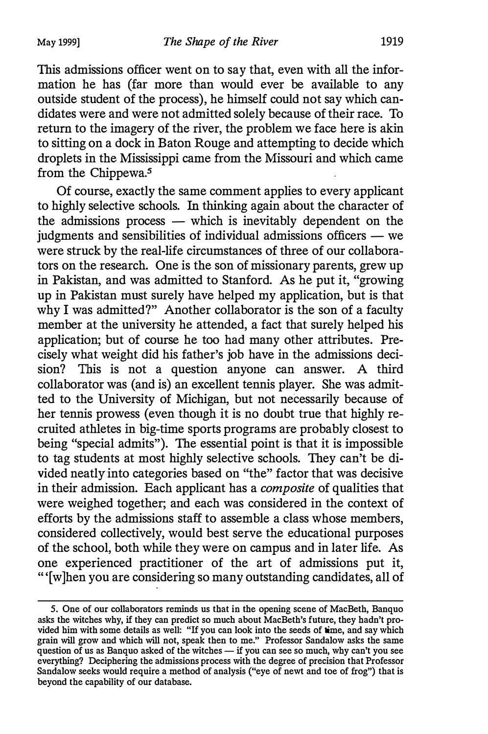This admissions officer went on to say that, even with all the information he has (far more than would ever be available to any outside student of the process), he himself could not say which candidates were and were not admitted solely because of their race. To return to the imagery of the river, the problem we face here is akin to sitting on a dock in Baton Rouge and attempting to decide which droplets in the Mississippi came from the Missouri and which came from the Chippewa.[5]

Of course, exactly the same comment applies to every applicant to highly selective schools. In thinking again about the character of the admissions process — which is inevitably dependent on the judgments and sensibilities of individual admissions officers — we were struck by the real-life circumstances of three of our collaborators on the research. One is the son of missionary parents, grew up in Pakistan, and was admitted to Stanford. As he put it, "growing up in Pakistan must surely have helped my application, but is that why I was admitted?" Another collaborator is the son of a faculty member at the university he attended, a fact that surely helped his application; but of course he too had many other attributes. Precisely what weight did his father's job have in the admissions decision? This is not a question anyone can answer. A third collaborator was (and is) an excellent tennis player. She was admitted to the University of Michigan, but not necessarily because of her tennis prowess (even though it is no doubt true that highly recruited athletes in big-time sports programs are probably closest to being "special admits"). The essential point is that it is impossible to tag students at most highly selective schools. They can't be divided neatly into categories based on "the" factor that was decisive in their admission. Each applicant has a *composite* of qualities that were weighed together; and each was considered in the context of efforts by the admissions staff to assemble a class whose members, considered collectively, would best serve the educational purposes of the school, both while they were on campus and in later life. As one experienced practitioner of the art of admissions put it, "'[w]hen you are considering so many outstanding candidates, all of

---

5. One of our collaborators reminds us that in the opening scene of MacBeth, Banquo asks the witches why, if they can predict so much about MacBeth's future, they hadn't provided him with some details as well: "If you can look into the seeds of time, and say which grain will grow and which will not, speak then to me." Professor Sandalow asks the same question of us as Banquo asked of the witches — if you can see so much, why can't you see everything? Deciphering the admissions process with the degree of precision that Professor Sandalow seeks would require a method of analysis ("eye of newt and toe of frog") that is beyond the capability of our database.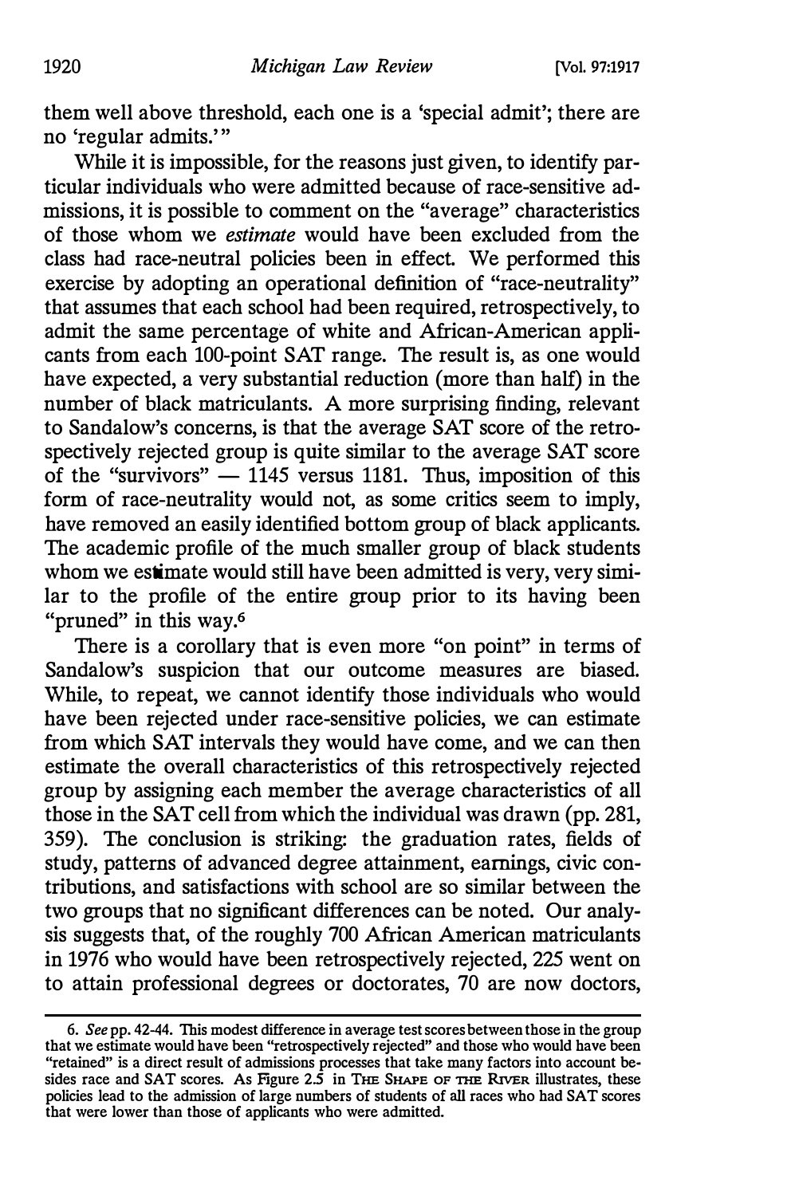them well above threshold, each one is a 'special admit'; there are no 'regular admits.'"

While it is impossible, for the reasons just given, to identify particular individuals who were admitted because of race-sensitive admissions, it is possible to comment on the "average" characteristics of those whom we *estimate* would have been excluded from the class had race-neutral policies been in effect. We performed this exercise by adopting an operational definition of "race-neutrality" that assumes that each school had been required, retrospectively, to admit the same percentage of white and African-American applicants from each 100-point SAT range. The result is, as one would have expected, a very substantial reduction (more than half) in the number of black matriculants. A more surprising finding, relevant to Sandalow's concerns, is that the average SAT score of the retrospectively rejected group is quite similar to the average SAT score of the "survivors" — 1145 versus 1181. Thus, imposition of this form of race-neutrality would not, as some critics seem to imply, have removed an easily identified bottom group of black applicants. The academic profile of the much smaller group of black students whom we estimate would still have been admitted is very, very similar to the profile of the entire group prior to its having been "pruned" in this way.[6]

There is a corollary that is even more "on point" in terms of Sandalow's suspicion that our outcome measures are biased. While, to repeat, we cannot identify those individuals who would have been rejected under race-sensitive policies, we can estimate from which SAT intervals they would have come, and we can then estimate the overall characteristics of this retrospectively rejected group by assigning each member the average characteristics of all those in the SAT cell from which the individual was drawn (pp. 281, 359). The conclusion is striking: the graduation rates, fields of study, patterns of advanced degree attainment, earnings, civic contributions, and satisfactions with school are so similar between the two groups that no significant differences can be noted. Our analysis suggests that, of the roughly 700 African American matriculants in 1976 who would have been retrospectively rejected, 225 went on to attain professional degrees or doctorates, 70 are now doctors,

6. *See* pp. 42-44. This modest difference in average test scores between those in the group that we estimate would have been "retrospectively rejected" and those who would have been "retained" is a direct result of admissions processes that take many factors into account besides race and SAT scores. As Figure 2.5 in THE SHAPE OF THE RIVER illustrates, these policies lead to the admission of large numbers of students of all races who had SAT scores that were lower than those of applicants who were admitted.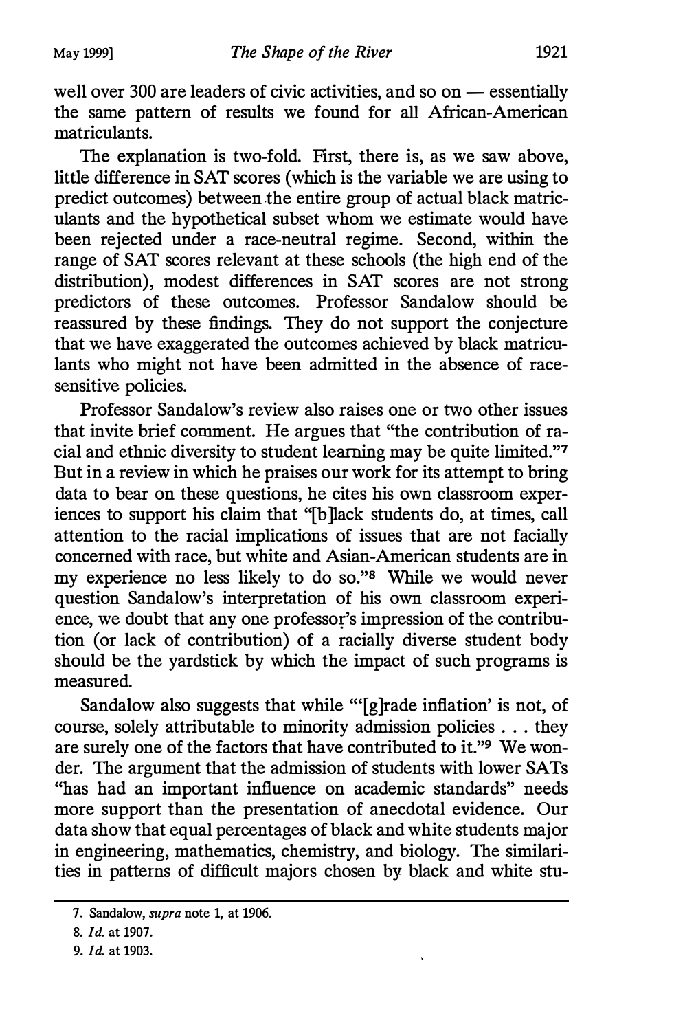well over 300 are leaders of civic activities, and so on — essentially the same pattern of results we found for all African-American matriculants.

The explanation is two-fold. First, there is, as we saw above, little difference in SAT scores (which is the variable we are using to predict outcomes) between the entire group of actual black matriculants and the hypothetical subset whom we estimate would have been rejected under a race-neutral regime. Second, within the range of SAT scores relevant at these schools (the high end of the distribution), modest differences in SAT scores are not strong predictors of these outcomes. Professor Sandalow should be reassured by these findings. They do not support the conjecture that we have exaggerated the outcomes achieved by black matriculants who might not have been admitted in the absence of race-sensitive policies.

Professor Sandalow's review also raises one or two other issues that invite brief comment. He argues that "the contribution of racial and ethnic diversity to student learning may be quite limited."[7] But in a review in which he praises our work for its attempt to bring data to bear on these questions, he cites his own classroom experiences to support his claim that "[b]lack students do, at times, call attention to the racial implications of issues that are not facially concerned with race, but white and Asian-American students are in my experience no less likely to do so."[8] While we would never question Sandalow's interpretation of his own classroom experience, we doubt that any one professor's impression of the contribution (or lack of contribution) of a racially diverse student body should be the yardstick by which the impact of such programs is measured.

Sandalow also suggests that while "'[g]rade inflation' is not, of course, solely attributable to minority admission policies . . . they are surely one of the factors that have contributed to it."[9] We wonder. The argument that the admission of students with lower SATs "has had an important influence on academic standards" needs more support than the presentation of anecdotal evidence. Our data show that equal percentages of black and white students major in engineering, mathematics, chemistry, and biology. The similarities in patterns of difficult majors chosen by black and white stu-

---

7. Sandalow, *supra* note 1, at 1906.

8. *Id.* at 1907.

9. *Id.* at 1903.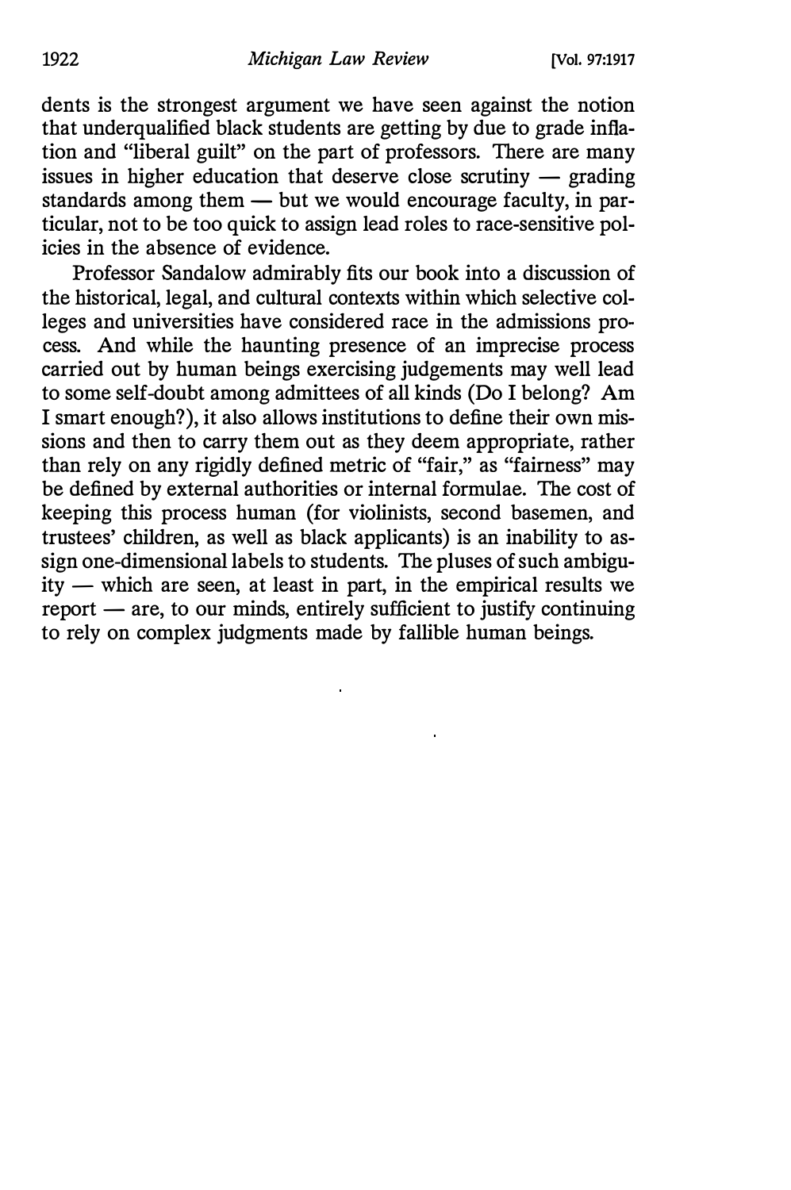dents is the strongest argument we have seen against the notion that underqualified black students are getting by due to grade inflation and "liberal guilt" on the part of professors. There are many issues in higher education that deserve close scrutiny — grading standards among them — but we would encourage faculty, in particular, not to be too quick to assign lead roles to race-sensitive policies in the absence of evidence.

Professor Sandalow admirably fits our book into a discussion of the historical, legal, and cultural contexts within which selective colleges and universities have considered race in the admissions process. And while the haunting presence of an imprecise process carried out by human beings exercising judgements may well lead to some self-doubt among admittees of all kinds (Do I belong? Am I smart enough?), it also allows institutions to define their own missions and then to carry them out as they deem appropriate, rather than rely on any rigidly defined metric of "fair," as "fairness" may be defined by external authorities or internal formulae. The cost of keeping this process human (for violinists, second basemen, and trustees' children, as well as black applicants) is an inability to assign one-dimensional labels to students. The pluses of such ambiguity — which are seen, at least in part, in the empirical results we report — are, to our minds, entirely sufficient to justify continuing to rely on complex judgments made by fallible human beings.